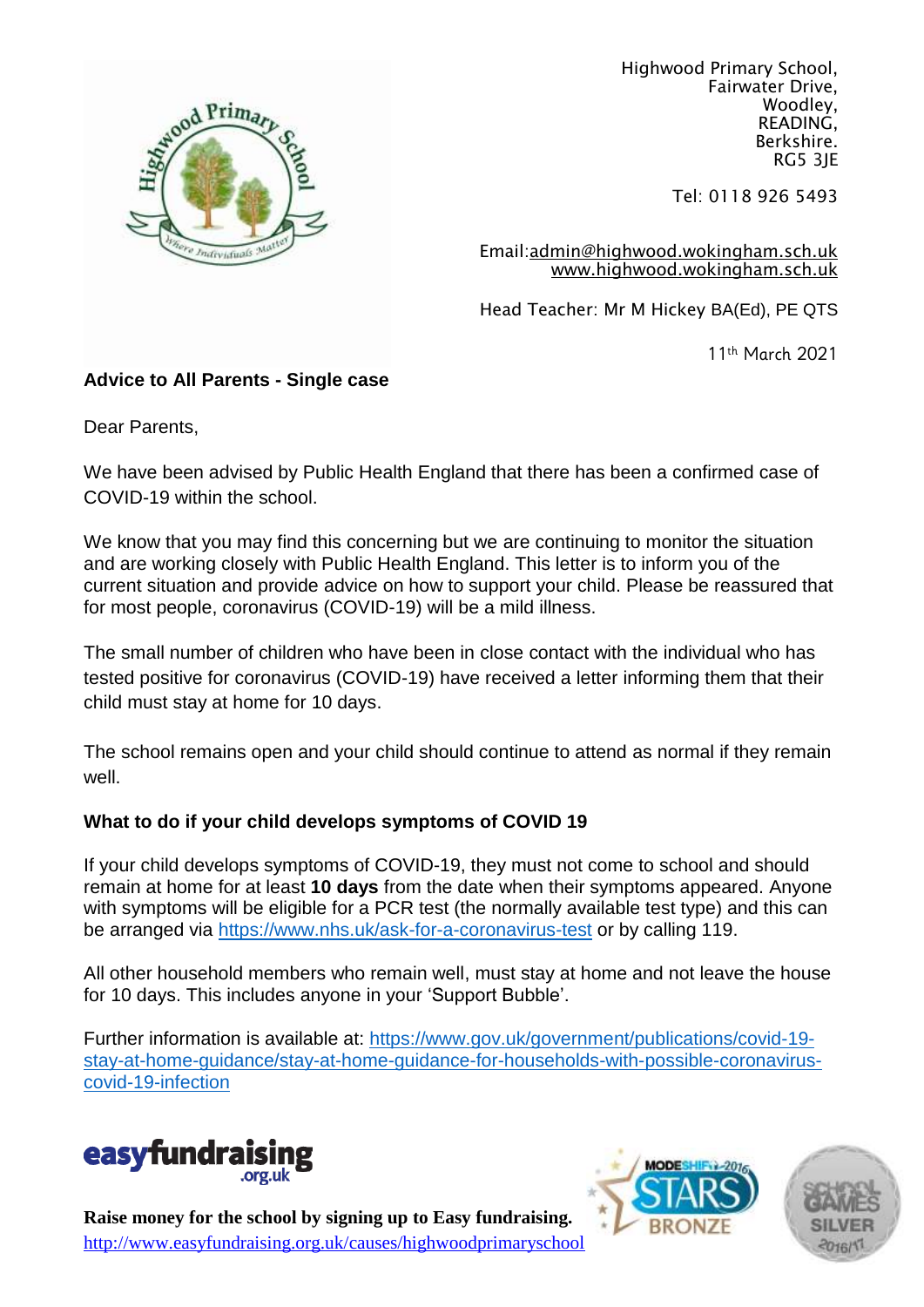Highwood Primary School,
Fairwater Drive,
Woodley,
READING,
Berkshire.
RG5 3JE

Tel: 0118 926 5493

Email:admin@highwood.wokingham.sch.uk
www.highwood.wokingham.sch.uk

Head Teacher: Mr M Hickey BA(Ed), PE QTS

11th March 2021

**Advice to All Parents - Single case**

Dear Parents,

We have been advised by Public Health England that there has been a confirmed case of COVID-19 within the school.

We know that you may find this concerning but we are continuing to monitor the situation and are working closely with Public Health England. This letter is to inform you of the current situation and provide advice on how to support your child. Please be reassured that for most people, coronavirus (COVID-19) will be a mild illness.

The small number of children who have been in close contact with the individual who has tested positive for coronavirus (COVID-19) have received a letter informing them that their child must stay at home for 10 days.

The school remains open and your child should continue to attend as normal if they remain well.

**What to do if your child develops symptoms of COVID 19**

If your child develops symptoms of COVID-19, they must not come to school and should remain at home for at least **10 days** from the date when their symptoms appeared. Anyone with symptoms will be eligible for a PCR test (the normally available test type) and this can be arranged via https://www.nhs.uk/ask-for-a-coronavirus-test or by calling 119.

All other household members who remain well, must stay at home and not leave the house for 10 days. This includes anyone in your 'Support Bubble'.

Further information is available at: https://www.gov.uk/government/publications/covid-19-stay-at-home-guidance/stay-at-home-guidance-for-households-with-possible-coronavirus-covid-19-infection

**Raise money for the school by signing up to Easy fundraising.**
http://www.easyfundraising.org.uk/causes/highwoodprimaryschool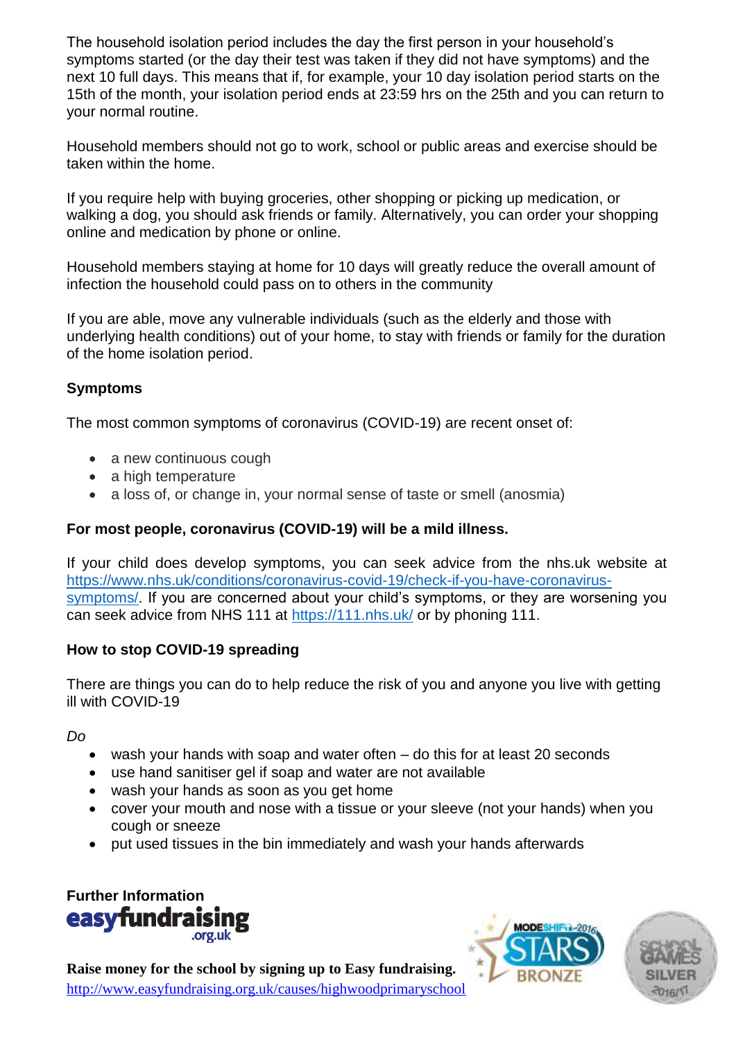The household isolation period includes the day the first person in your household's symptoms started (or the day their test was taken if they did not have symptoms) and the next 10 full days. This means that if, for example, your 10 day isolation period starts on the 15th of the month, your isolation period ends at 23:59 hrs on the 25th and you can return to your normal routine.

Household members should not go to work, school or public areas and exercise should be taken within the home.

If you require help with buying groceries, other shopping or picking up medication, or walking a dog, you should ask friends or family. Alternatively, you can order your shopping online and medication by phone or online.

Household members staying at home for 10 days will greatly reduce the overall amount of infection the household could pass on to others in the community

If you are able, move any vulnerable individuals (such as the elderly and those with underlying health conditions) out of your home, to stay with friends or family for the duration of the home isolation period.

**Symptoms**

The most common symptoms of coronavirus (COVID-19) are recent onset of:

- a new continuous cough
- a high temperature
- a loss of, or change in, your normal sense of taste or smell (anosmia)

**For most people, coronavirus (COVID-19) will be a mild illness.**

If your child does develop symptoms, you can seek advice from the nhs.uk website at https://www.nhs.uk/conditions/coronavirus-covid-19/check-if-you-have-coronavirus-symptoms/. If you are concerned about your child's symptoms, or they are worsening you can seek advice from NHS 111 at https://111.nhs.uk/ or by phoning 111.

**How to stop COVID-19 spreading**

There are things you can do to help reduce the risk of you and anyone you live with getting ill with COVID-19

*Do*

- wash your hands with soap and water often – do this for at least 20 seconds
- use hand sanitiser gel if soap and water are not available
- wash your hands as soon as you get home
- cover your mouth and nose with a tissue or your sleeve (not your hands) when you cough or sneeze
- put used tissues in the bin immediately and wash your hands afterwards

**Further Information**

easyfundraising.org.uk

**Raise money for the school by signing up to Easy fundraising.**
http://www.easyfundraising.org.uk/causes/highwoodprimaryschool

MODESHIFT 2016 STARS BRONZE

SCHOOL GAMES SILVER 2016/17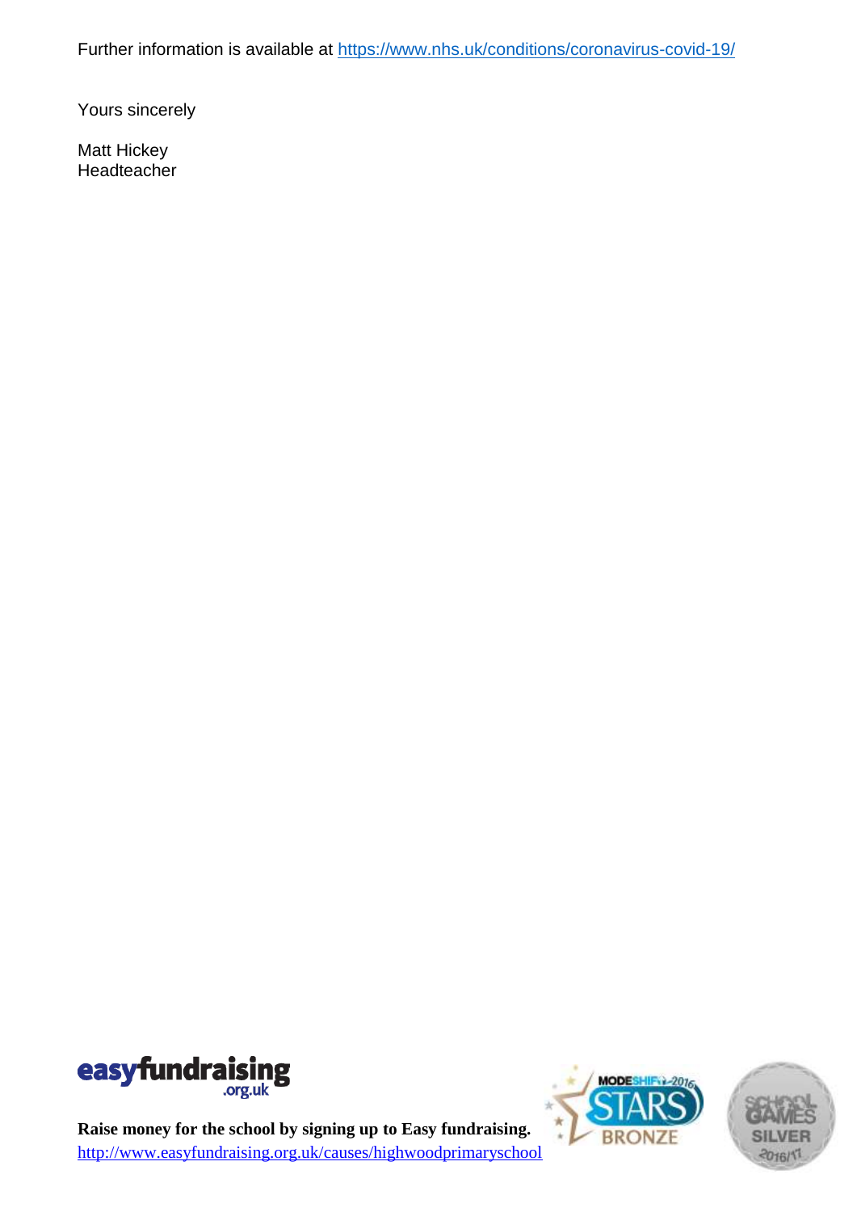Further information is available at https://www.nhs.uk/conditions/coronavirus-covid-19/

Yours sincerely

Matt Hickey
Headteacher

**Raise money for the school by signing up to Easy fundraising.**
http://www.easyfundraising.org.uk/causes/highwoodprimaryschool